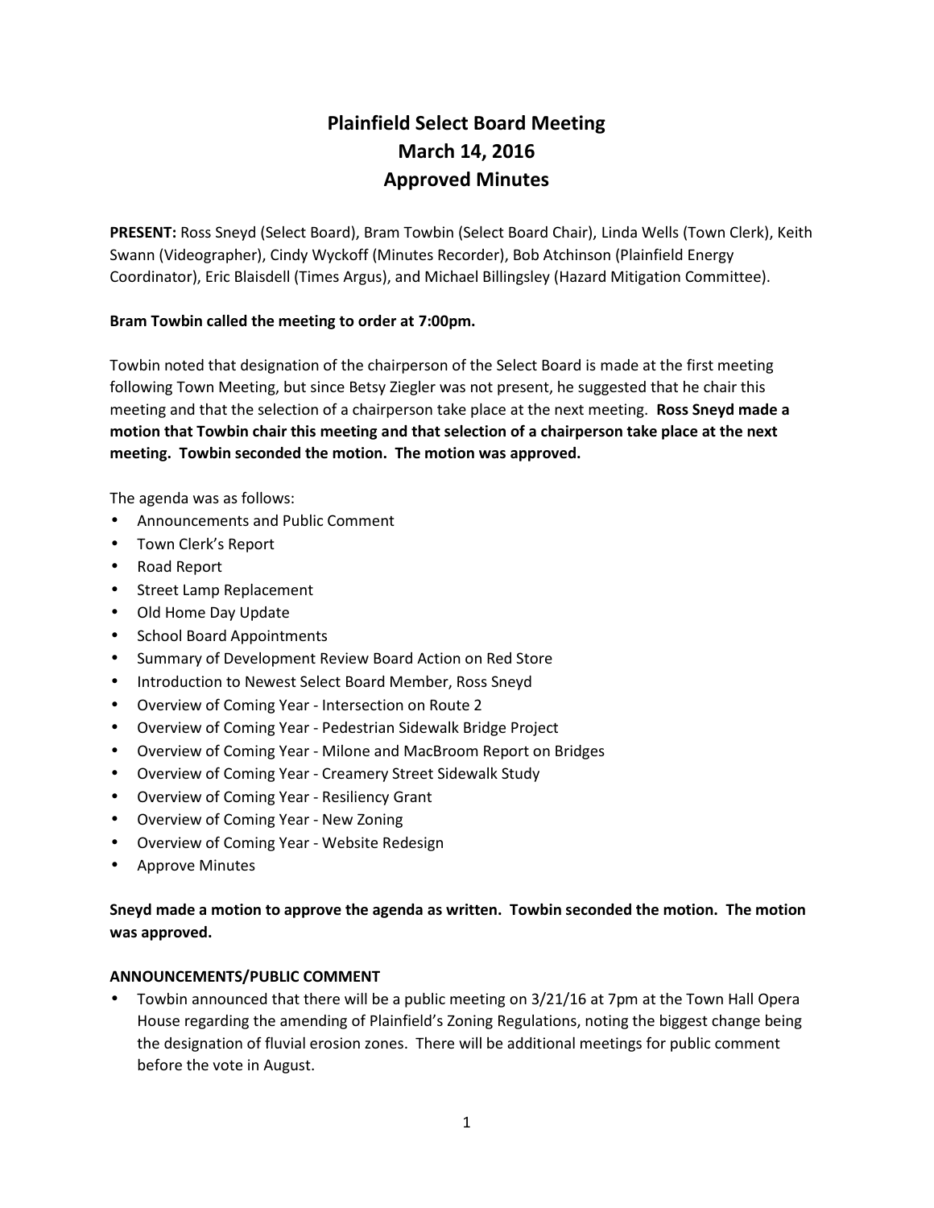# Plainfield Select Board Meeting
# March 14, 2016
# Approved Minutes

**PRESENT:** Ross Sneyd (Select Board), Bram Towbin (Select Board Chair), Linda Wells (Town Clerk), Keith Swann (Videographer), Cindy Wyckoff (Minutes Recorder), Bob Atchinson (Plainfield Energy Coordinator), Eric Blaisdell (Times Argus), and Michael Billingsley (Hazard Mitigation Committee).

**Bram Towbin called the meeting to order at 7:00pm.**

Towbin noted that designation of the chairperson of the Select Board is made at the first meeting following Town Meeting, but since Betsy Ziegler was not present, he suggested that he chair this meeting and that the selection of a chairperson take place at the next meeting. **Ross Sneyd made a motion that Towbin chair this meeting and that selection of a chairperson take place at the next meeting. Towbin seconded the motion. The motion was approved.**

The agenda was as follows:

- Announcements and Public Comment
- Town Clerk's Report
- Road Report
- Street Lamp Replacement
- Old Home Day Update
- School Board Appointments
- Summary of Development Review Board Action on Red Store
- Introduction to Newest Select Board Member, Ross Sneyd
- Overview of Coming Year - Intersection on Route 2
- Overview of Coming Year - Pedestrian Sidewalk Bridge Project
- Overview of Coming Year - Milone and MacBroom Report on Bridges
- Overview of Coming Year - Creamery Street Sidewalk Study
- Overview of Coming Year - Resiliency Grant
- Overview of Coming Year - New Zoning
- Overview of Coming Year - Website Redesign
- Approve Minutes

**Sneyd made a motion to approve the agenda as written. Towbin seconded the motion. The motion was approved.**

**ANNOUNCEMENTS/PUBLIC COMMENT**

- Towbin announced that there will be a public meeting on 3/21/16 at 7pm at the Town Hall Opera House regarding the amending of Plainfield's Zoning Regulations, noting the biggest change being the designation of fluvial erosion zones. There will be additional meetings for public comment before the vote in August.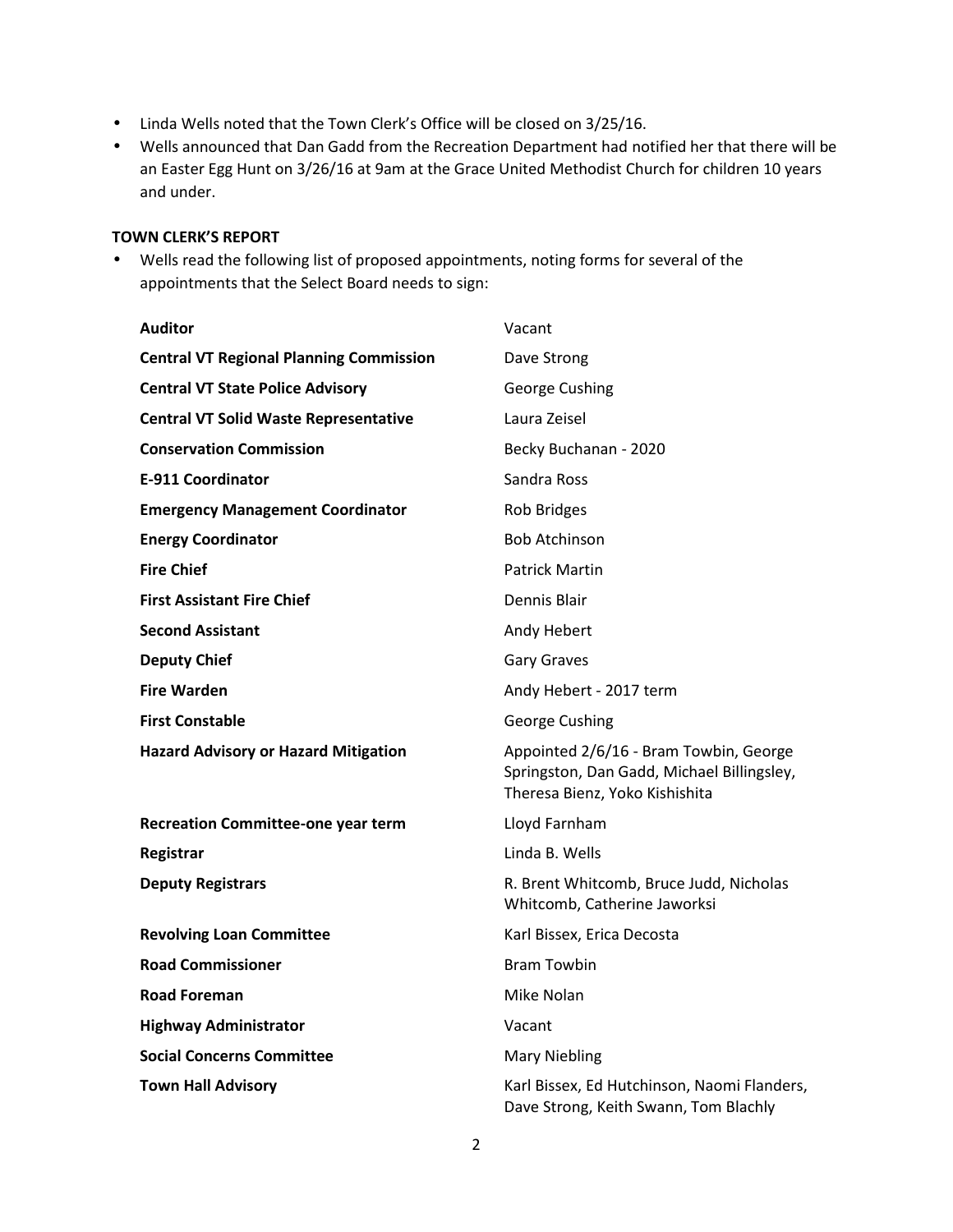- Linda Wells noted that the Town Clerk's Office will be closed on 3/25/16.
- Wells announced that Dan Gadd from the Recreation Department had notified her that there will be an Easter Egg Hunt on 3/26/16 at 9am at the Grace United Methodist Church for children 10 years and under.

**TOWN CLERK'S REPORT**

- Wells read the following list of proposed appointments, noting forms for several of the appointments that the Select Board needs to sign:

| | |
|---|---|
| **Auditor** | Vacant |
| **Central VT Regional Planning Commission** | Dave Strong |
| **Central VT State Police Advisory** | George Cushing |
| **Central VT Solid Waste Representative** | Laura Zeisel |
| **Conservation Commission** | Becky Buchanan - 2020 |
| **E-911 Coordinator** | Sandra Ross |
| **Emergency Management Coordinator** | Rob Bridges |
| **Energy Coordinator** | Bob Atchinson |
| **Fire Chief** | Patrick Martin |
| **First Assistant Fire Chief** | Dennis Blair |
| **Second Assistant** | Andy Hebert |
| **Deputy Chief** | Gary Graves |
| **Fire Warden** | Andy Hebert - 2017 term |
| **First Constable** | George Cushing |
| **Hazard Advisory or Hazard Mitigation** | Appointed 2/6/16 - Bram Towbin, George Springston, Dan Gadd, Michael Billingsley, Theresa Bienz, Yoko Kishishita |
| **Recreation Committee-one year term** | Lloyd Farnham |
| **Registrar** | Linda B. Wells |
| **Deputy Registrars** | R. Brent Whitcomb, Bruce Judd, Nicholas Whitcomb, Catherine Jaworksi |
| **Revolving Loan Committee** | Karl Bissex, Erica Decosta |
| **Road Commissioner** | Bram Towbin |
| **Road Foreman** | Mike Nolan |
| **Highway Administrator** | Vacant |
| **Social Concerns Committee** | Mary Niebling |
| **Town Hall Advisory** | Karl Bissex, Ed Hutchinson, Naomi Flanders, Dave Strong, Keith Swann, Tom Blachly |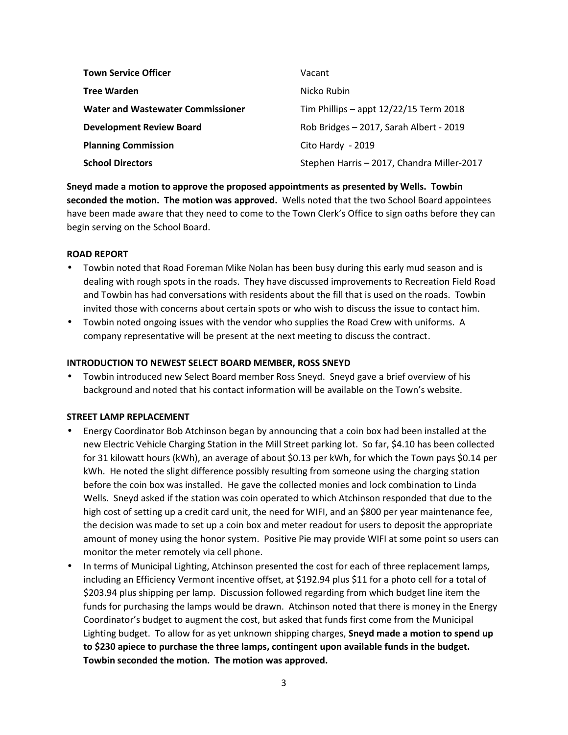| | |
|---|---|
| **Town Service Officer** | Vacant |
| **Tree Warden** | Nicko Rubin |
| **Water and Wastewater Commissioner** | Tim Phillips – appt 12/22/15 Term 2018 |
| **Development Review Board** | Rob Bridges – 2017, Sarah Albert - 2019 |
| **Planning Commission** | Cito Hardy - 2019 |
| **School Directors** | Stephen Harris – 2017, Chandra Miller-2017 |

**Sneyd made a motion to approve the proposed appointments as presented by Wells. Towbin seconded the motion. The motion was approved.** Wells noted that the two School Board appointees have been made aware that they need to come to the Town Clerk's Office to sign oaths before they can begin serving on the School Board.

**ROAD REPORT**

- Towbin noted that Road Foreman Mike Nolan has been busy during this early mud season and is dealing with rough spots in the roads. They have discussed improvements to Recreation Field Road and Towbin has had conversations with residents about the fill that is used on the roads. Towbin invited those with concerns about certain spots or who wish to discuss the issue to contact him.
- Towbin noted ongoing issues with the vendor who supplies the Road Crew with uniforms. A company representative will be present at the next meeting to discuss the contract.

**INTRODUCTION TO NEWEST SELECT BOARD MEMBER, ROSS SNEYD**

- Towbin introduced new Select Board member Ross Sneyd. Sneyd gave a brief overview of his background and noted that his contact information will be available on the Town's website.

**STREET LAMP REPLACEMENT**

- Energy Coordinator Bob Atchinson began by announcing that a coin box had been installed at the new Electric Vehicle Charging Station in the Mill Street parking lot. So far, $4.10 has been collected for 31 kilowatt hours (kWh), an average of about $0.13 per kWh, for which the Town pays $0.14 per kWh. He noted the slight difference possibly resulting from someone using the charging station before the coin box was installed. He gave the collected monies and lock combination to Linda Wells. Sneyd asked if the station was coin operated to which Atchinson responded that due to the high cost of setting up a credit card unit, the need for WIFI, and an $800 per year maintenance fee, the decision was made to set up a coin box and meter readout for users to deposit the appropriate amount of money using the honor system. Positive Pie may provide WIFI at some point so users can monitor the meter remotely via cell phone.
- In terms of Municipal Lighting, Atchinson presented the cost for each of three replacement lamps, including an Efficiency Vermont incentive offset, at $192.94 plus $11 for a photo cell for a total of $203.94 plus shipping per lamp. Discussion followed regarding from which budget line item the funds for purchasing the lamps would be drawn. Atchinson noted that there is money in the Energy Coordinator's budget to augment the cost, but asked that funds first come from the Municipal Lighting budget. To allow for as yet unknown shipping charges, **Sneyd made a motion to spend up to $230 apiece to purchase the three lamps, contingent upon available funds in the budget. Towbin seconded the motion. The motion was approved.**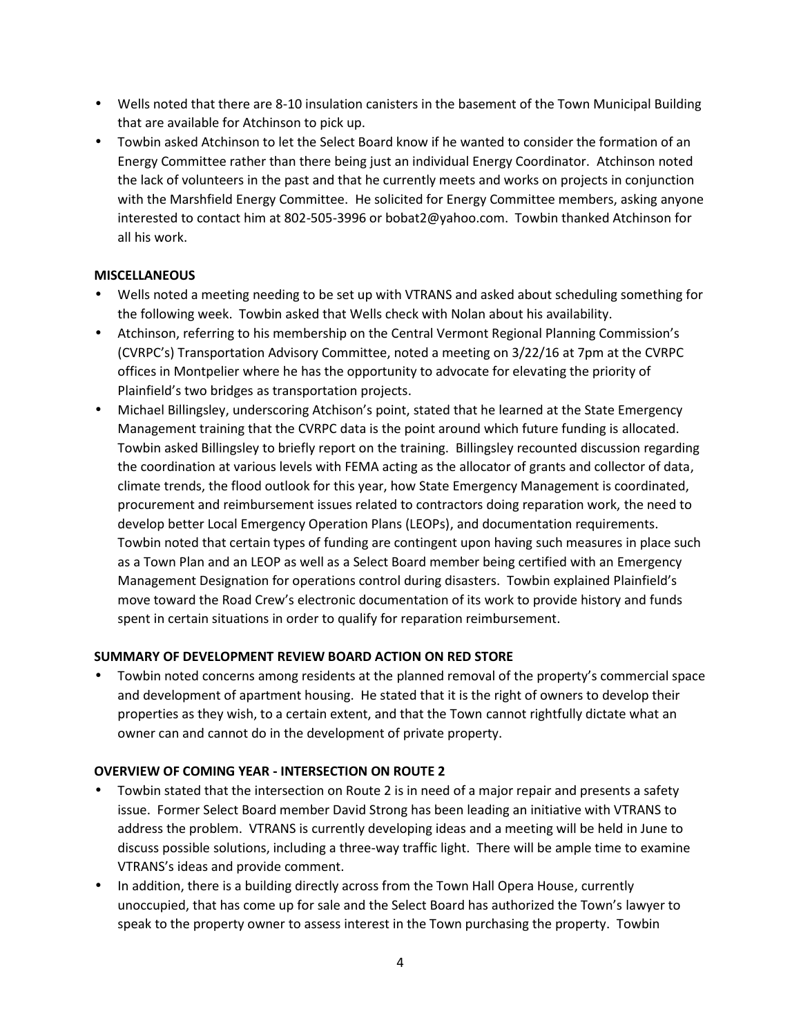- Wells noted that there are 8-10 insulation canisters in the basement of the Town Municipal Building that are available for Atchinson to pick up.
- Towbin asked Atchinson to let the Select Board know if he wanted to consider the formation of an Energy Committee rather than there being just an individual Energy Coordinator. Atchinson noted the lack of volunteers in the past and that he currently meets and works on projects in conjunction with the Marshfield Energy Committee. He solicited for Energy Committee members, asking anyone interested to contact him at 802-505-3996 or bobat2@yahoo.com. Towbin thanked Atchinson for all his work.

**MISCELLANEOUS**

- Wells noted a meeting needing to be set up with VTRANS and asked about scheduling something for the following week. Towbin asked that Wells check with Nolan about his availability.
- Atchinson, referring to his membership on the Central Vermont Regional Planning Commission's (CVRPC's) Transportation Advisory Committee, noted a meeting on 3/22/16 at 7pm at the CVRPC offices in Montpelier where he has the opportunity to advocate for elevating the priority of Plainfield's two bridges as transportation projects.
- Michael Billingsley, underscoring Atchison's point, stated that he learned at the State Emergency Management training that the CVRPC data is the point around which future funding is allocated. Towbin asked Billingsley to briefly report on the training. Billingsley recounted discussion regarding the coordination at various levels with FEMA acting as the allocator of grants and collector of data, climate trends, the flood outlook for this year, how State Emergency Management is coordinated, procurement and reimbursement issues related to contractors doing reparation work, the need to develop better Local Emergency Operation Plans (LEOPs), and documentation requirements. Towbin noted that certain types of funding are contingent upon having such measures in place such as a Town Plan and an LEOP as well as a Select Board member being certified with an Emergency Management Designation for operations control during disasters. Towbin explained Plainfield's move toward the Road Crew's electronic documentation of its work to provide history and funds spent in certain situations in order to qualify for reparation reimbursement.

**SUMMARY OF DEVELOPMENT REVIEW BOARD ACTION ON RED STORE**

- Towbin noted concerns among residents at the planned removal of the property's commercial space and development of apartment housing. He stated that it is the right of owners to develop their properties as they wish, to a certain extent, and that the Town cannot rightfully dictate what an owner can and cannot do in the development of private property.

**OVERVIEW OF COMING YEAR - INTERSECTION ON ROUTE 2**

- Towbin stated that the intersection on Route 2 is in need of a major repair and presents a safety issue. Former Select Board member David Strong has been leading an initiative with VTRANS to address the problem. VTRANS is currently developing ideas and a meeting will be held in June to discuss possible solutions, including a three-way traffic light. There will be ample time to examine VTRANS's ideas and provide comment.
- In addition, there is a building directly across from the Town Hall Opera House, currently unoccupied, that has come up for sale and the Select Board has authorized the Town's lawyer to speak to the property owner to assess interest in the Town purchasing the property. Towbin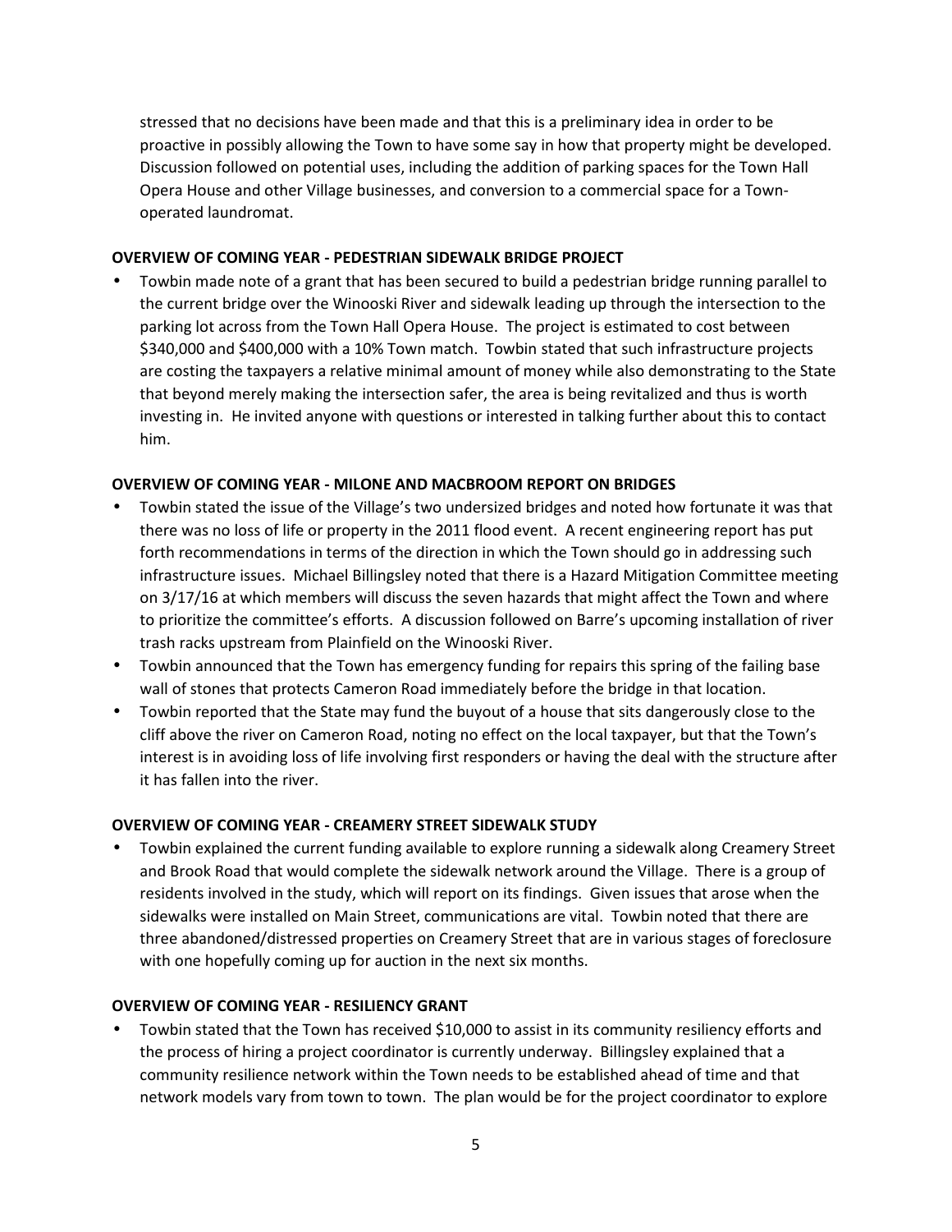stressed that no decisions have been made and that this is a preliminary idea in order to be proactive in possibly allowing the Town to have some say in how that property might be developed. Discussion followed on potential uses, including the addition of parking spaces for the Town Hall Opera House and other Village businesses, and conversion to a commercial space for a Town-operated laundromat.

**OVERVIEW OF COMING YEAR - PEDESTRIAN SIDEWALK BRIDGE PROJECT**

- Towbin made note of a grant that has been secured to build a pedestrian bridge running parallel to the current bridge over the Winooski River and sidewalk leading up through the intersection to the parking lot across from the Town Hall Opera House. The project is estimated to cost between $340,000 and $400,000 with a 10% Town match. Towbin stated that such infrastructure projects are costing the taxpayers a relative minimal amount of money while also demonstrating to the State that beyond merely making the intersection safer, the area is being revitalized and thus is worth investing in. He invited anyone with questions or interested in talking further about this to contact him.

**OVERVIEW OF COMING YEAR - MILONE AND MACBROOM REPORT ON BRIDGES**

- Towbin stated the issue of the Village's two undersized bridges and noted how fortunate it was that there was no loss of life or property in the 2011 flood event. A recent engineering report has put forth recommendations in terms of the direction in which the Town should go in addressing such infrastructure issues. Michael Billingsley noted that there is a Hazard Mitigation Committee meeting on 3/17/16 at which members will discuss the seven hazards that might affect the Town and where to prioritize the committee's efforts. A discussion followed on Barre's upcoming installation of river trash racks upstream from Plainfield on the Winooski River.
- Towbin announced that the Town has emergency funding for repairs this spring of the failing base wall of stones that protects Cameron Road immediately before the bridge in that location.
- Towbin reported that the State may fund the buyout of a house that sits dangerously close to the cliff above the river on Cameron Road, noting no effect on the local taxpayer, but that the Town's interest is in avoiding loss of life involving first responders or having the deal with the structure after it has fallen into the river.

**OVERVIEW OF COMING YEAR - CREAMERY STREET SIDEWALK STUDY**

- Towbin explained the current funding available to explore running a sidewalk along Creamery Street and Brook Road that would complete the sidewalk network around the Village. There is a group of residents involved in the study, which will report on its findings. Given issues that arose when the sidewalks were installed on Main Street, communications are vital. Towbin noted that there are three abandoned/distressed properties on Creamery Street that are in various stages of foreclosure with one hopefully coming up for auction in the next six months.

**OVERVIEW OF COMING YEAR - RESILIENCY GRANT**

- Towbin stated that the Town has received $10,000 to assist in its community resiliency efforts and the process of hiring a project coordinator is currently underway. Billingsley explained that a community resilience network within the Town needs to be established ahead of time and that network models vary from town to town. The plan would be for the project coordinator to explore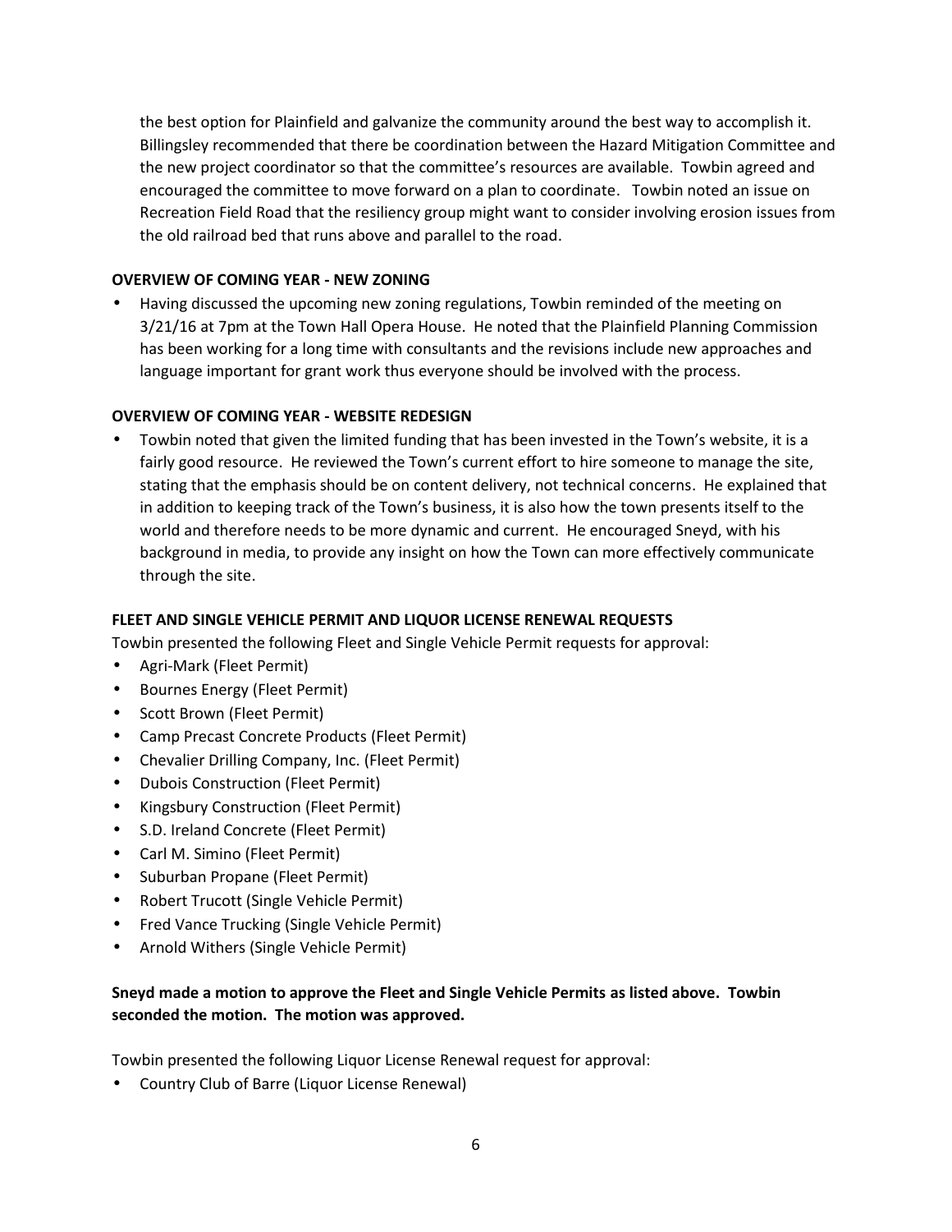the best option for Plainfield and galvanize the community around the best way to accomplish it. Billingsley recommended that there be coordination between the Hazard Mitigation Committee and the new project coordinator so that the committee's resources are available. Towbin agreed and encouraged the committee to move forward on a plan to coordinate. Towbin noted an issue on Recreation Field Road that the resiliency group might want to consider involving erosion issues from the old railroad bed that runs above and parallel to the road.

**OVERVIEW OF COMING YEAR - NEW ZONING**

- Having discussed the upcoming new zoning regulations, Towbin reminded of the meeting on 3/21/16 at 7pm at the Town Hall Opera House. He noted that the Plainfield Planning Commission has been working for a long time with consultants and the revisions include new approaches and language important for grant work thus everyone should be involved with the process.

**OVERVIEW OF COMING YEAR - WEBSITE REDESIGN**

- Towbin noted that given the limited funding that has been invested in the Town's website, it is a fairly good resource. He reviewed the Town's current effort to hire someone to manage the site, stating that the emphasis should be on content delivery, not technical concerns. He explained that in addition to keeping track of the Town's business, it is also how the town presents itself to the world and therefore needs to be more dynamic and current. He encouraged Sneyd, with his background in media, to provide any insight on how the Town can more effectively communicate through the site.

**FLEET AND SINGLE VEHICLE PERMIT AND LIQUOR LICENSE RENEWAL REQUESTS**

Towbin presented the following Fleet and Single Vehicle Permit requests for approval:

- Agri-Mark (Fleet Permit)
- Bournes Energy (Fleet Permit)
- Scott Brown (Fleet Permit)
- Camp Precast Concrete Products (Fleet Permit)
- Chevalier Drilling Company, Inc. (Fleet Permit)
- Dubois Construction (Fleet Permit)
- Kingsbury Construction (Fleet Permit)
- S.D. Ireland Concrete (Fleet Permit)
- Carl M. Simino (Fleet Permit)
- Suburban Propane (Fleet Permit)
- Robert Trucott (Single Vehicle Permit)
- Fred Vance Trucking (Single Vehicle Permit)
- Arnold Withers (Single Vehicle Permit)

**Sneyd made a motion to approve the Fleet and Single Vehicle Permits as listed above. Towbin seconded the motion. The motion was approved.**

Towbin presented the following Liquor License Renewal request for approval:

- Country Club of Barre (Liquor License Renewal)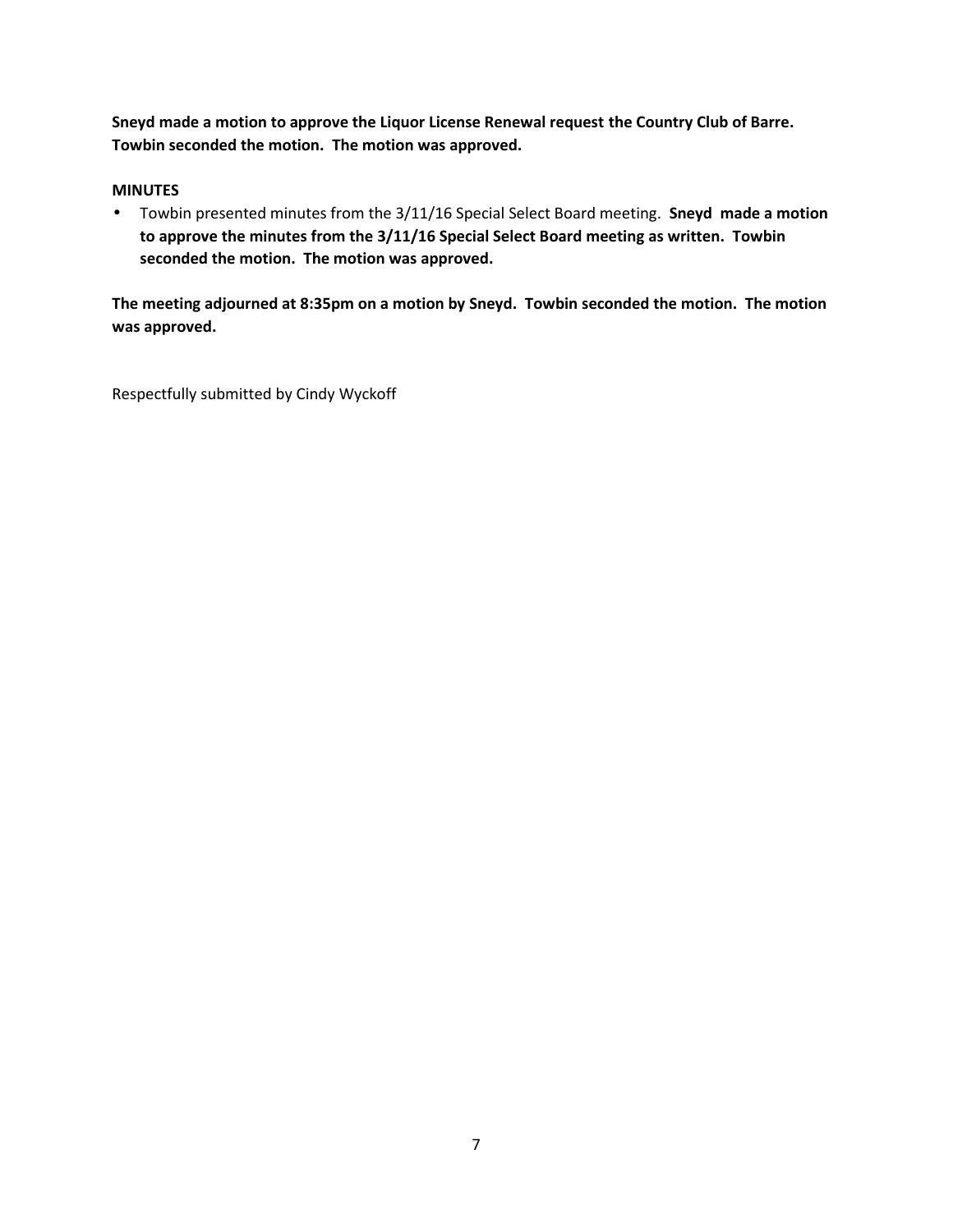**Sneyd made a motion to approve the Liquor License Renewal request the Country Club of Barre. Towbin seconded the motion. The motion was approved.**

**MINUTES**

- Towbin presented minutes from the 3/11/16 Special Select Board meeting. **Sneyd made a motion to approve the minutes from the 3/11/16 Special Select Board meeting as written. Towbin seconded the motion. The motion was approved.**

**The meeting adjourned at 8:35pm on a motion by Sneyd. Towbin seconded the motion. The motion was approved.**

Respectfully submitted by Cindy Wyckoff